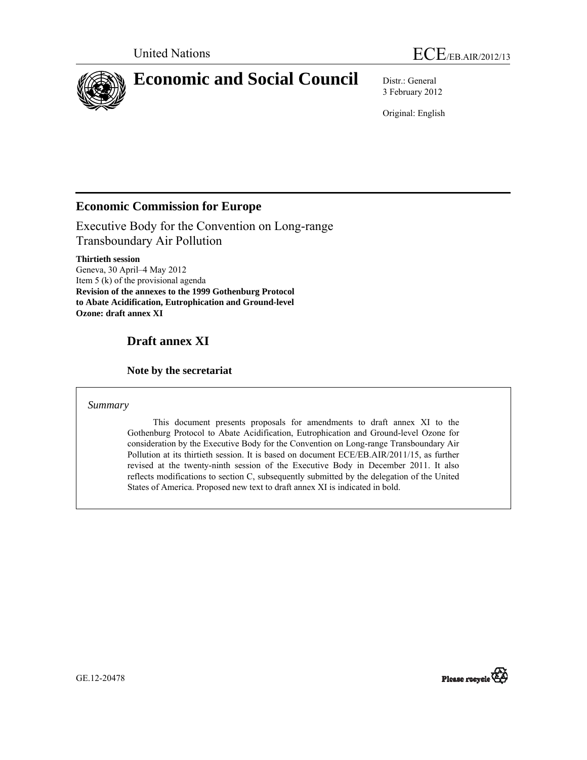United Nations ECE/EB.AIR/2012/13

# Economic and Social Council

Distr.: General
3 February 2012

Original: English

## Economic Commission for Europe

Executive Body for the Convention on Long-range Transboundary Air Pollution

**Thirtieth session**
Geneva, 30 April–4 May 2012
Item 5 (k) of the provisional agenda
**Revision of the annexes to the 1999 Gothenburg Protocol to Abate Acidification, Eutrophication and Ground-level Ozone: draft annex XI**

## Draft annex XI

### Note by the secretariat

*Summary*

This document presents proposals for amendments to draft annex XI to the Gothenburg Protocol to Abate Acidification, Eutrophication and Ground-level Ozone for consideration by the Executive Body for the Convention on Long-range Transboundary Air Pollution at its thirtieth session. It is based on document ECE/EB.AIR/2011/15, as further revised at the twenty-ninth session of the Executive Body in December 2011. It also reflects modifications to section C, subsequently submitted by the delegation of the United States of America. Proposed new text to draft annex XI is indicated in bold.

GE.12-20478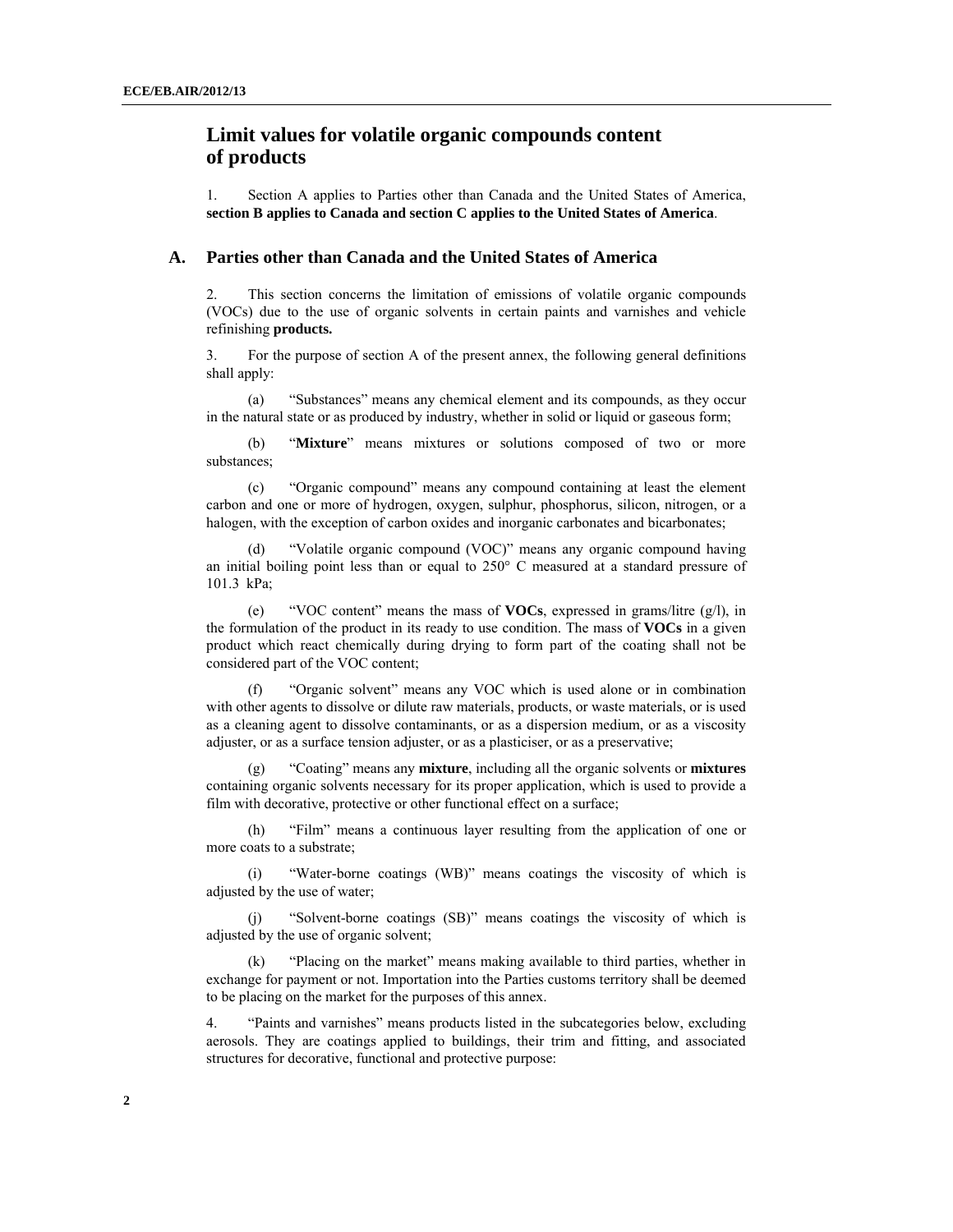# Limit values for volatile organic compounds content of products

1. Section A applies to Parties other than Canada and the United States of America, **section B applies to Canada and section C applies to the United States of America**.

## A. Parties other than Canada and the United States of America

2. This section concerns the limitation of emissions of volatile organic compounds (VOCs) due to the use of organic solvents in certain paints and varnishes and vehicle refinishing **products.**

3. For the purpose of section A of the present annex, the following general definitions shall apply:

(a) "Substances" means any chemical element and its compounds, as they occur in the natural state or as produced by industry, whether in solid or liquid or gaseous form;

(b) "**Mixture**" means mixtures or solutions composed of two or more substances;

(c) "Organic compound" means any compound containing at least the element carbon and one or more of hydrogen, oxygen, sulphur, phosphorus, silicon, nitrogen, or a halogen, with the exception of carbon oxides and inorganic carbonates and bicarbonates;

(d) "Volatile organic compound (VOC)" means any organic compound having an initial boiling point less than or equal to 250° C measured at a standard pressure of 101.3 kPa;

(e) "VOC content" means the mass of **VOCs**, expressed in grams/litre (g/l), in the formulation of the product in its ready to use condition. The mass of **VOCs** in a given product which react chemically during drying to form part of the coating shall not be considered part of the VOC content;

(f) "Organic solvent" means any VOC which is used alone or in combination with other agents to dissolve or dilute raw materials, products, or waste materials, or is used as a cleaning agent to dissolve contaminants, or as a dispersion medium, or as a viscosity adjuster, or as a surface tension adjuster, or as a plasticiser, or as a preservative;

(g) "Coating" means any **mixture**, including all the organic solvents or **mixtures** containing organic solvents necessary for its proper application, which is used to provide a film with decorative, protective or other functional effect on a surface;

(h) "Film" means a continuous layer resulting from the application of one or more coats to a substrate;

(i) "Water-borne coatings (WB)" means coatings the viscosity of which is adjusted by the use of water;

(j) "Solvent-borne coatings (SB)" means coatings the viscosity of which is adjusted by the use of organic solvent;

(k) "Placing on the market" means making available to third parties, whether in exchange for payment or not. Importation into the Parties customs territory shall be deemed to be placing on the market for the purposes of this annex.

4. "Paints and varnishes" means products listed in the subcategories below, excluding aerosols. They are coatings applied to buildings, their trim and fitting, and associated structures for decorative, functional and protective purpose: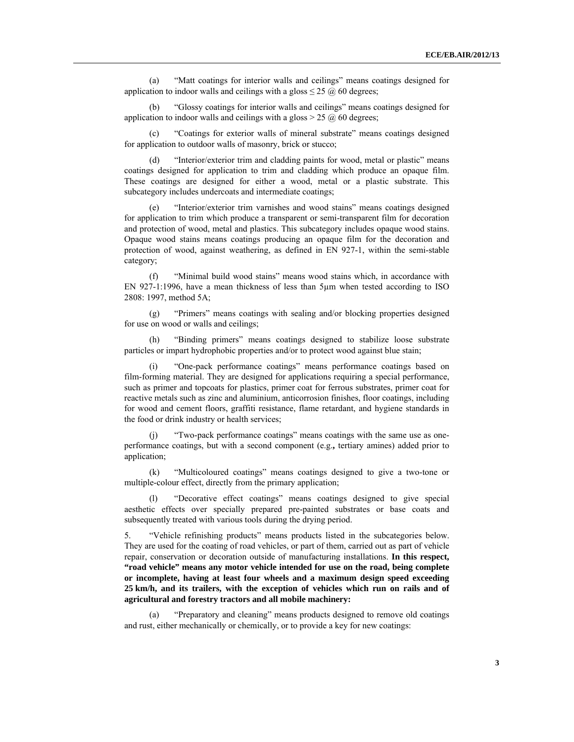(a) "Matt coatings for interior walls and ceilings" means coatings designed for application to indoor walls and ceilings with a gloss $\leq 25$ @ 60 degrees;

(b) "Glossy coatings for interior walls and ceilings" means coatings designed for application to indoor walls and ceilings with a gloss $> 25$ @ 60 degrees;

(c) "Coatings for exterior walls of mineral substrate" means coatings designed for application to outdoor walls of masonry, brick or stucco;

(d) "Interior/exterior trim and cladding paints for wood, metal or plastic" means coatings designed for application to trim and cladding which produce an opaque film. These coatings are designed for either a wood, metal or a plastic substrate. This subcategory includes undercoats and intermediate coatings;

(e) "Interior/exterior trim varnishes and wood stains" means coatings designed for application to trim which produce a transparent or semi-transparent film for decoration and protection of wood, metal and plastics. This subcategory includes opaque wood stains. Opaque wood stains means coatings producing an opaque film for the decoration and protection of wood, against weathering, as defined in EN 927-1, within the semi-stable category;

(f) "Minimal build wood stains" means wood stains which, in accordance with EN 927-1:1996, have a mean thickness of less than 5µm when tested according to ISO 2808: 1997, method 5A;

(g) "Primers" means coatings with sealing and/or blocking properties designed for use on wood or walls and ceilings;

(h) "Binding primers" means coatings designed to stabilize loose substrate particles or impart hydrophobic properties and/or to protect wood against blue stain;

(i) "One-pack performance coatings" means performance coatings based on film-forming material. They are designed for applications requiring a special performance, such as primer and topcoats for plastics, primer coat for ferrous substrates, primer coat for reactive metals such as zinc and aluminium, anticorrosion finishes, floor coatings, including for wood and cement floors, graffiti resistance, flame retardant, and hygiene standards in the food or drink industry or health services;

(j) "Two-pack performance coatings" means coatings with the same use as one-performance coatings, but with a second component (e.g.**,** tertiary amines) added prior to application;

(k) "Multicoloured coatings" means coatings designed to give a two-tone or multiple-colour effect, directly from the primary application;

(l) "Decorative effect coatings" means coatings designed to give special aesthetic effects over specially prepared pre-painted substrates or base coats and subsequently treated with various tools during the drying period.

5. "Vehicle refinishing products" means products listed in the subcategories below. They are used for the coating of road vehicles, or part of them, carried out as part of vehicle repair, conservation or decoration outside of manufacturing installations. **In this respect, "road vehicle" means any motor vehicle intended for use on the road, being complete or incomplete, having at least four wheels and a maximum design speed exceeding 25 km/h, and its trailers, with the exception of vehicles which run on rails and of agricultural and forestry tractors and all mobile machinery:**

(a) "Preparatory and cleaning" means products designed to remove old coatings and rust, either mechanically or chemically, or to provide a key for new coatings: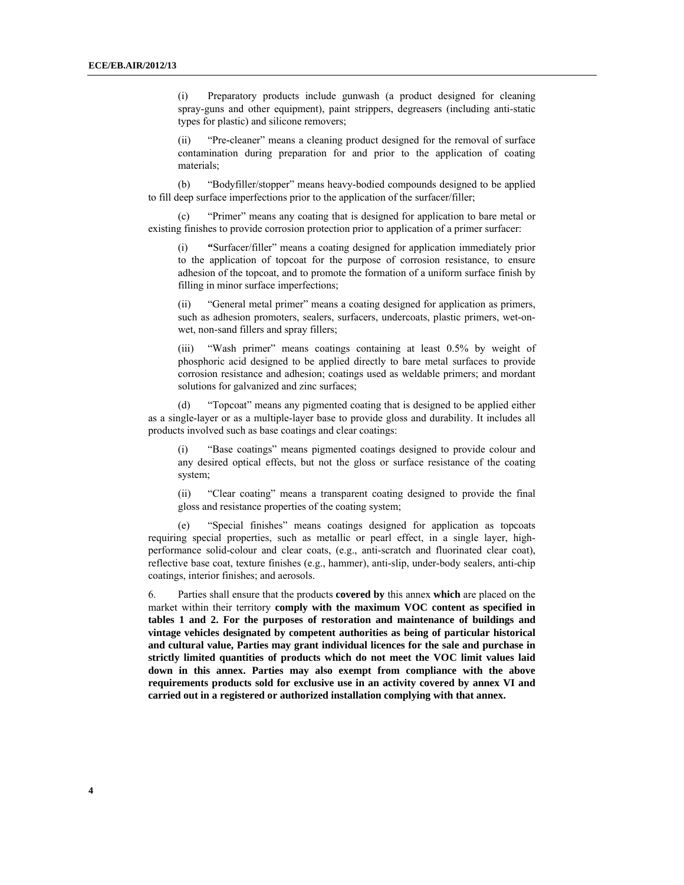(i) Preparatory products include gunwash (a product designed for cleaning spray-guns and other equipment), paint strippers, degreasers (including anti-static types for plastic) and silicone removers;

(ii) "Pre-cleaner" means a cleaning product designed for the removal of surface contamination during preparation for and prior to the application of coating materials;

(b) "Bodyfiller/stopper" means heavy-bodied compounds designed to be applied to fill deep surface imperfections prior to the application of the surfacer/filler;

(c) "Primer" means any coating that is designed for application to bare metal or existing finishes to provide corrosion protection prior to application of a primer surfacer:

(i) **"**Surfacer/filler" means a coating designed for application immediately prior to the application of topcoat for the purpose of corrosion resistance, to ensure adhesion of the topcoat, and to promote the formation of a uniform surface finish by filling in minor surface imperfections;

(ii) "General metal primer" means a coating designed for application as primers, such as adhesion promoters, sealers, surfacers, undercoats, plastic primers, wet-on-wet, non-sand fillers and spray fillers;

(iii) "Wash primer" means coatings containing at least 0.5% by weight of phosphoric acid designed to be applied directly to bare metal surfaces to provide corrosion resistance and adhesion; coatings used as weldable primers; and mordant solutions for galvanized and zinc surfaces;

(d) "Topcoat" means any pigmented coating that is designed to be applied either as a single-layer or as a multiple-layer base to provide gloss and durability. It includes all products involved such as base coatings and clear coatings:

(i) "Base coatings" means pigmented coatings designed to provide colour and any desired optical effects, but not the gloss or surface resistance of the coating system;

(ii) "Clear coating" means a transparent coating designed to provide the final gloss and resistance properties of the coating system;

(e) "Special finishes" means coatings designed for application as topcoats requiring special properties, such as metallic or pearl effect, in a single layer, high-performance solid-colour and clear coats, (e.g., anti-scratch and fluorinated clear coat), reflective base coat, texture finishes (e.g., hammer), anti-slip, under-body sealers, anti-chip coatings, interior finishes; and aerosols.

6. Parties shall ensure that the products **covered by** this annex **which** are placed on the market within their territory **comply with the maximum VOC content as specified in tables 1 and 2. For the purposes of restoration and maintenance of buildings and vintage vehicles designated by competent authorities as being of particular historical and cultural value, Parties may grant individual licences for the sale and purchase in strictly limited quantities of products which do not meet the VOC limit values laid down in this annex. Parties may also exempt from compliance with the above requirements products sold for exclusive use in an activity covered by annex VI and carried out in a registered or authorized installation complying with that annex.**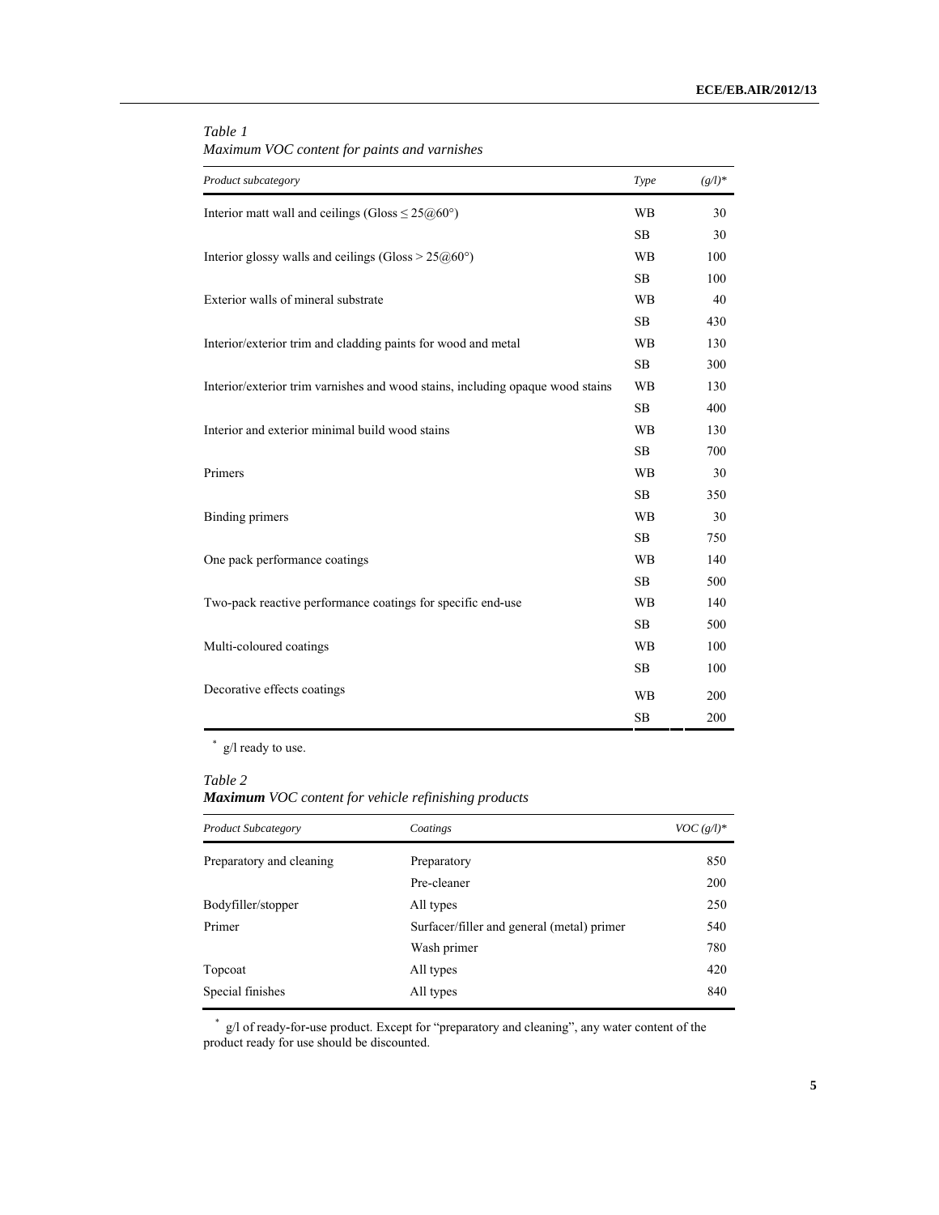*Table 1*
*Maximum VOC content for paints and varnishes*

| *Product subcategory* | *Type* | *(g/l)\** |
|---|---|---|
| Interior matt wall and ceilings (Gloss ≤ 25@60°) | WB | 30 |
| | SB | 30 |
| Interior glossy walls and ceilings (Gloss > 25@60°) | WB | 100 |
| | SB | 100 |
| Exterior walls of mineral substrate | WB | 40 |
| | SB | 430 |
| Interior/exterior trim and cladding paints for wood and metal | WB | 130 |
| | SB | 300 |
| Interior/exterior trim varnishes and wood stains, including opaque wood stains | WB | 130 |
| | SB | 400 |
| Interior and exterior minimal build wood stains | WB | 130 |
| | SB | 700 |
| Primers | WB | 30 |
| | SB | 350 |
| Binding primers | WB | 30 |
| | SB | 750 |
| One pack performance coatings | WB | 140 |
| | SB | 500 |
| Two-pack reactive performance coatings for specific end-use | WB | 140 |
| | SB | 500 |
| Multi-coloured coatings | WB | 100 |
| | SB | 100 |
| Decorative effects coatings | WB | 200 |
| | SB | 200 |

\* g/l ready to use.

*Table 2*
***Maximum** VOC content for vehicle refinishing products*

| *Product Subcategory* | *Coatings* | *VOC (g/l)\** |
|---|---|---|
| Preparatory and cleaning | Preparatory | 850 |
| | Pre-cleaner | 200 |
| Bodyfiller/stopper | All types | 250 |
| Primer | Surfacer/filler and general (metal) primer | 540 |
| | Wash primer | 780 |
| Topcoat | All types | 420 |
| Special finishes | All types | 840 |

\* g/l of ready-for-use product. Except for "preparatory and cleaning", any water content of the product ready for use should be discounted.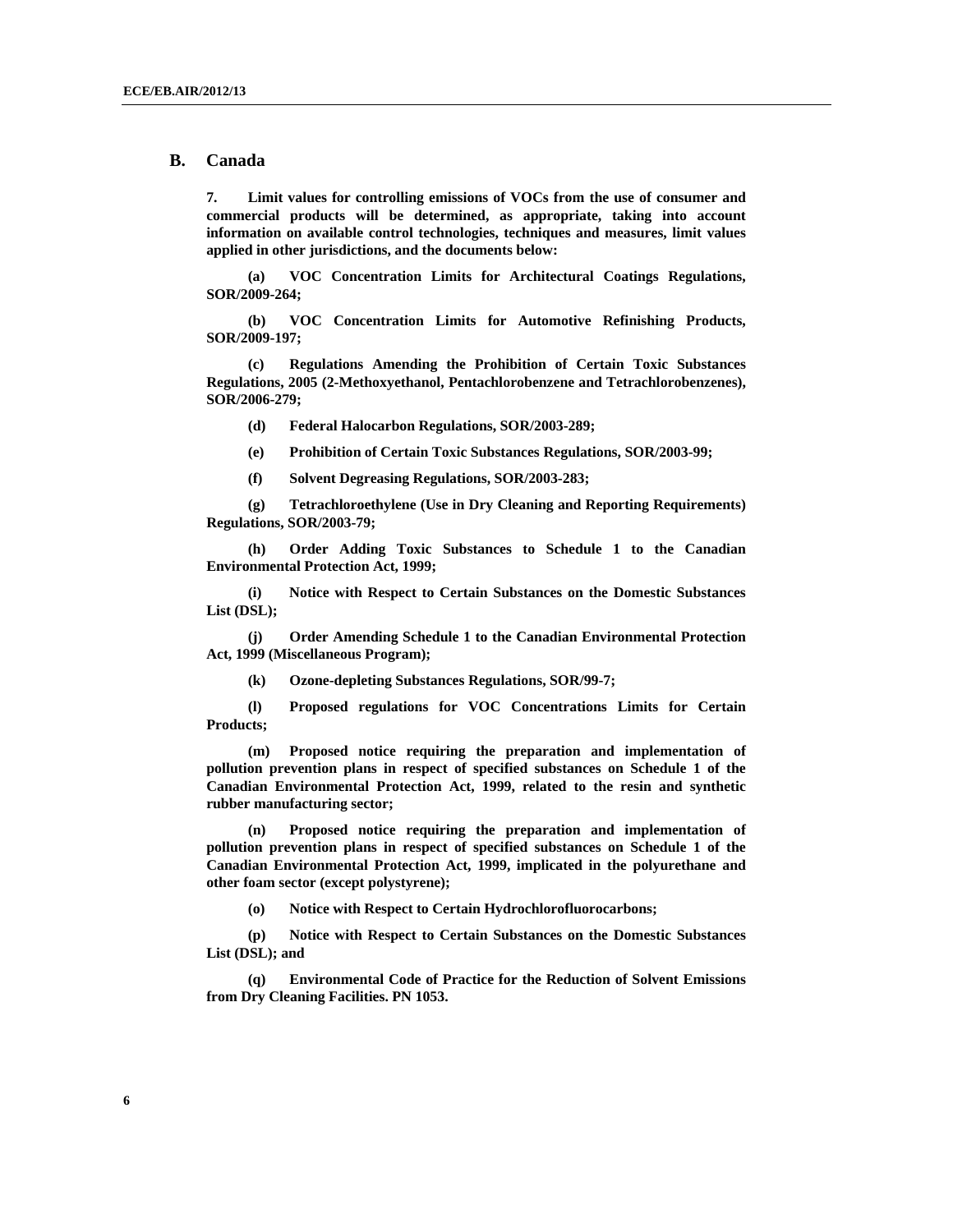## B. Canada

**7. Limit values for controlling emissions of VOCs from the use of consumer and commercial products will be determined, as appropriate, taking into account information on available control technologies, techniques and measures, limit values applied in other jurisdictions, and the documents below:**

**(a) VOC Concentration Limits for Architectural Coatings Regulations, SOR/2009-264;**

**(b) VOC Concentration Limits for Automotive Refinishing Products, SOR/2009-197;**

**(c) Regulations Amending the Prohibition of Certain Toxic Substances Regulations, 2005 (2-Methoxyethanol, Pentachlorobenzene and Tetrachlorobenzenes), SOR/2006-279;**

**(d) Federal Halocarbon Regulations, SOR/2003-289;**

**(e) Prohibition of Certain Toxic Substances Regulations, SOR/2003-99;**

**(f) Solvent Degreasing Regulations, SOR/2003-283;**

**(g) Tetrachloroethylene (Use in Dry Cleaning and Reporting Requirements) Regulations, SOR/2003-79;**

**(h) Order Adding Toxic Substances to Schedule 1 to the Canadian Environmental Protection Act, 1999;**

**(i) Notice with Respect to Certain Substances on the Domestic Substances List (DSL);**

**(j) Order Amending Schedule 1 to the Canadian Environmental Protection Act, 1999 (Miscellaneous Program);**

**(k) Ozone-depleting Substances Regulations, SOR/99-7;**

**(l) Proposed regulations for VOC Concentrations Limits for Certain Products;**

**(m) Proposed notice requiring the preparation and implementation of pollution prevention plans in respect of specified substances on Schedule 1 of the Canadian Environmental Protection Act, 1999, related to the resin and synthetic rubber manufacturing sector;**

**(n) Proposed notice requiring the preparation and implementation of pollution prevention plans in respect of specified substances on Schedule 1 of the Canadian Environmental Protection Act, 1999, implicated in the polyurethane and other foam sector (except polystyrene);**

**(o) Notice with Respect to Certain Hydrochlorofluorocarbons;**

**(p) Notice with Respect to Certain Substances on the Domestic Substances List (DSL); and**

**(q) Environmental Code of Practice for the Reduction of Solvent Emissions from Dry Cleaning Facilities. PN 1053.**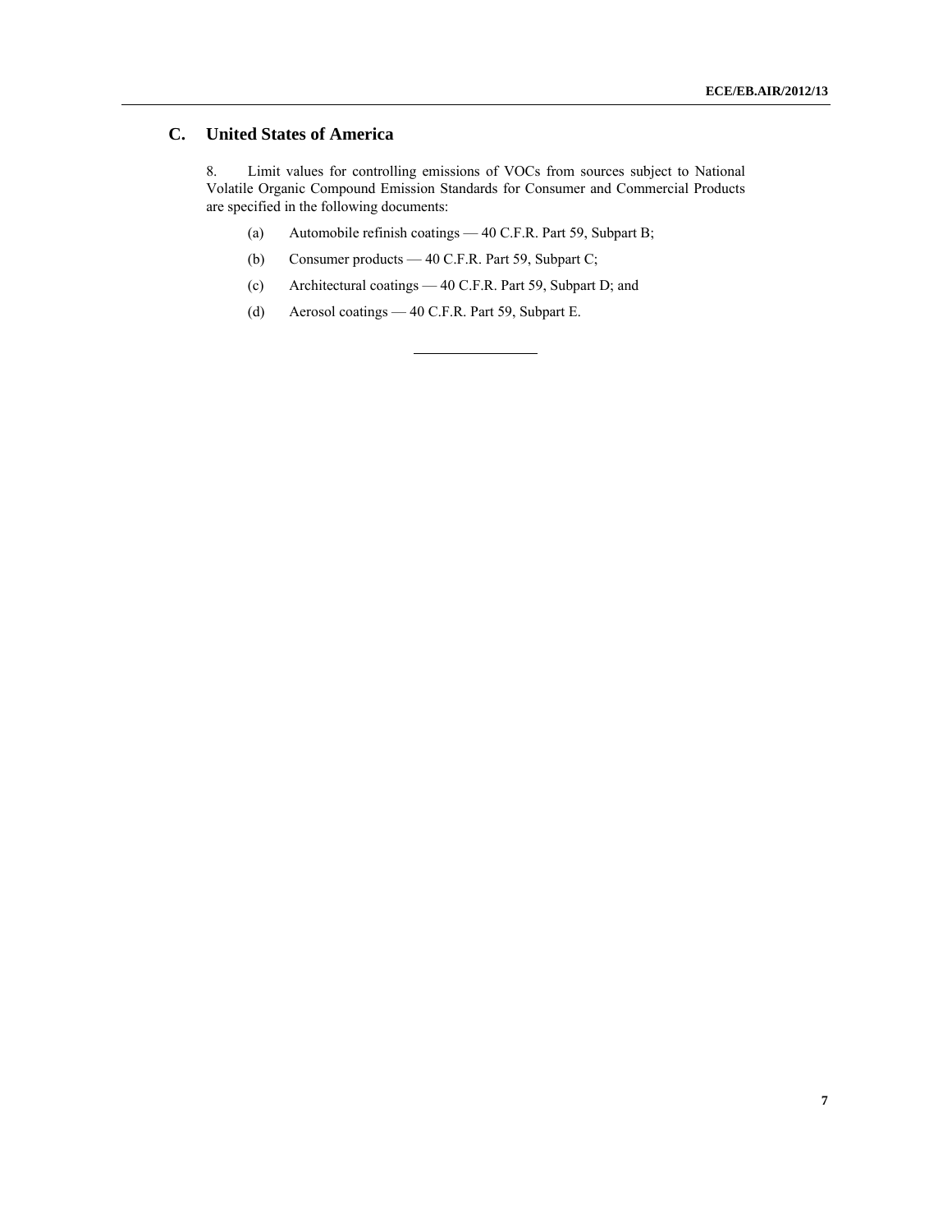## C. United States of America

8. Limit values for controlling emissions of VOCs from sources subject to National Volatile Organic Compound Emission Standards for Consumer and Commercial Products are specified in the following documents:

(a) Automobile refinish coatings — 40 C.F.R. Part 59, Subpart B;

(b) Consumer products — 40 C.F.R. Part 59, Subpart C;

(c) Architectural coatings — 40 C.F.R. Part 59, Subpart D; and

(d) Aerosol coatings — 40 C.F.R. Part 59, Subpart E.